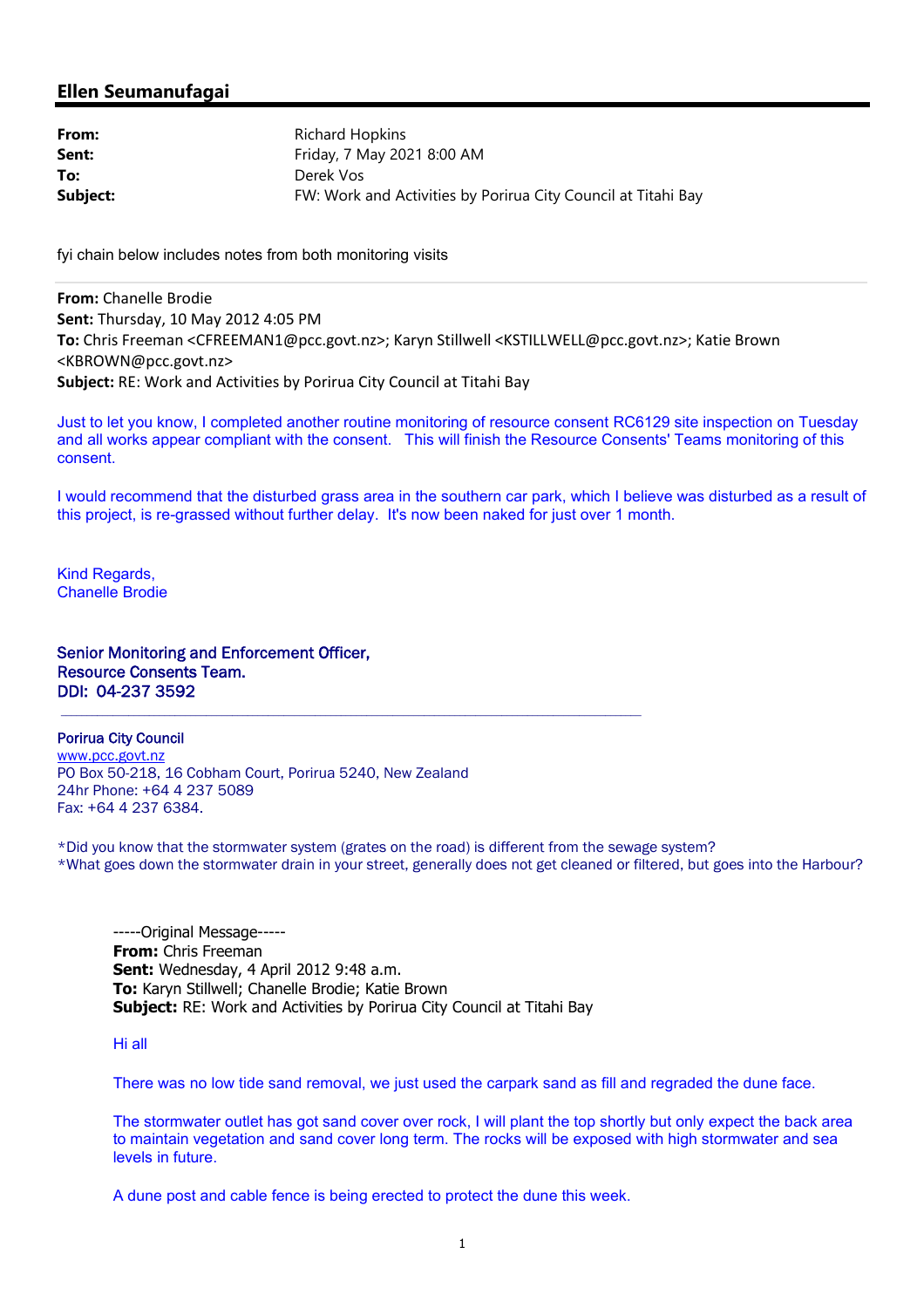## Ellen Seumanufagai

**From:** Richard Hopkins
**Sent:** Friday, 7 May 2021 8:00 AM
**To:** Derek Vos
**Subject:** FW: Work and Activities by Porirua City Council at Titahi Bay

fyi chain below includes notes from both monitoring visits

---

**From:** Chanelle Brodie
**Sent:** Thursday, 10 May 2012 4:05 PM
**To:** Chris Freeman <CFREEMAN1@pcc.govt.nz>; Karyn Stillwell <KSTILLWELL@pcc.govt.nz>; Katie Brown <KBROWN@pcc.govt.nz>
**Subject:** RE: Work and Activities by Porirua City Council at Titahi Bay

Just to let you know, I completed another routine monitoring of resource consent RC6129 site inspection on Tuesday and all works appear compliant with the consent. This will finish the Resource Consents' Teams monitoring of this consent.

I would recommend that the disturbed grass area in the southern car park, which I believe was disturbed as a result of this project, is re-grassed without further delay. It's now been naked for just over 1 month.

Kind Regards,
Chanelle Brodie

**Senior Monitoring and Enforcement Officer,**
**Resource Consents Team.**
**DDI: 04-237 3592**

---

**Porirua City Council**
www.pcc.govt.nz
PO Box 50-218, 16 Cobham Court, Porirua 5240, New Zealand
24hr Phone: +64 4 237 5089
Fax: +64 4 237 6384.

*Did you know that the stormwater system (grates on the road) is different from the sewage system?
*What goes down the stormwater drain in your street, generally does not get cleaned or filtered, but goes into the Harbour?

-----Original Message-----
**From:** Chris Freeman
**Sent:** Wednesday, 4 April 2012 9:48 a.m.
**To:** Karyn Stillwell; Chanelle Brodie; Katie Brown
**Subject:** RE: Work and Activities by Porirua City Council at Titahi Bay

Hi all

There was no low tide sand removal, we just used the carpark sand as fill and regraded the dune face.

The stormwater outlet has got sand cover over rock, I will plant the top shortly but only expect the back area to maintain vegetation and sand cover long term. The rocks will be exposed with high stormwater and sea levels in future.

A dune post and cable fence is being erected to protect the dune this week.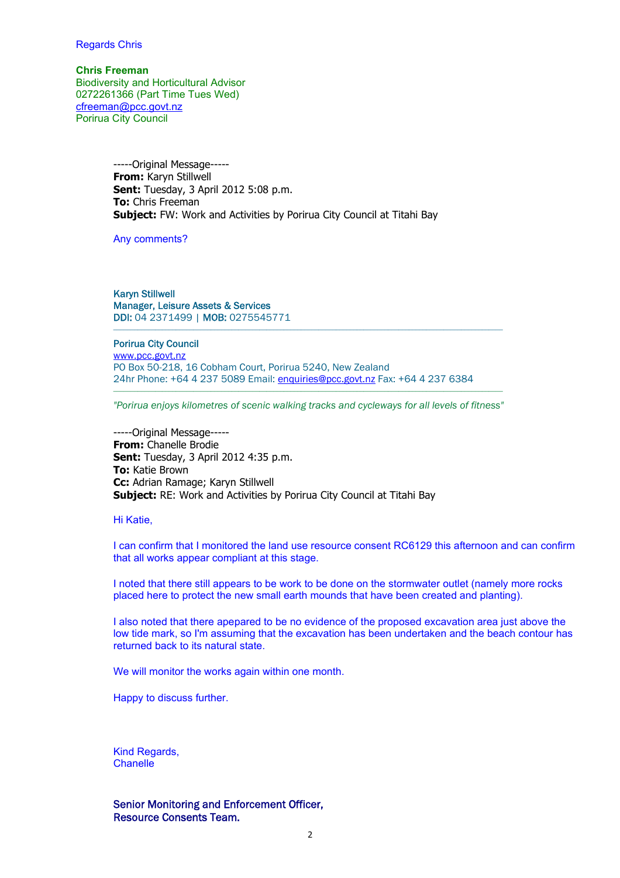Regards Chris

**Chris Freeman**
Biodiversity and Horticultural Advisor
0272261366 (Part Time Tues Wed)
cfreeman@pcc.govt.nz
Porirua City Council

-----Original Message-----
**From:** Karyn Stillwell
**Sent:** Tuesday, 3 April 2012 5:08 p.m.
**To:** Chris Freeman
**Subject:** FW: Work and Activities by Porirua City Council at Titahi Bay

Any comments?

Karyn Stillwell
Manager, Leisure Assets & Services
DDI: 04 2371499 | MOB: 0275545771

---

Porirua City Council
www.pcc.govt.nz
PO Box 50-218, 16 Cobham Court, Porirua 5240, New Zealand
24hr Phone: +64 4 237 5089 Email: enquiries@pcc.govt.nz Fax: +64 4 237 6384

---

*"Porirua enjoys kilometres of scenic walking tracks and cycleways for all levels of fitness"*

-----Original Message-----
**From:** Chanelle Brodie
**Sent:** Tuesday, 3 April 2012 4:35 p.m.
**To:** Katie Brown
**Cc:** Adrian Ramage; Karyn Stillwell
**Subject:** RE: Work and Activities by Porirua City Council at Titahi Bay

Hi Katie,

I can confirm that I monitored the land use resource consent RC6129 this afternoon and can confirm that all works appear compliant at this stage.

I noted that there still appears to be work to be done on the stormwater outlet (namely more rocks placed here to protect the new small earth mounds that have been created and planting).

I also noted that there apepared to be no evidence of the proposed excavation area just above the low tide mark, so I'm assuming that the excavation has been undertaken and the beach contour has returned back to its natural state.

We will monitor the works again within one month.

Happy to discuss further.

Kind Regards,
Chanelle

Senior Monitoring and Enforcement Officer,
Resource Consents Team.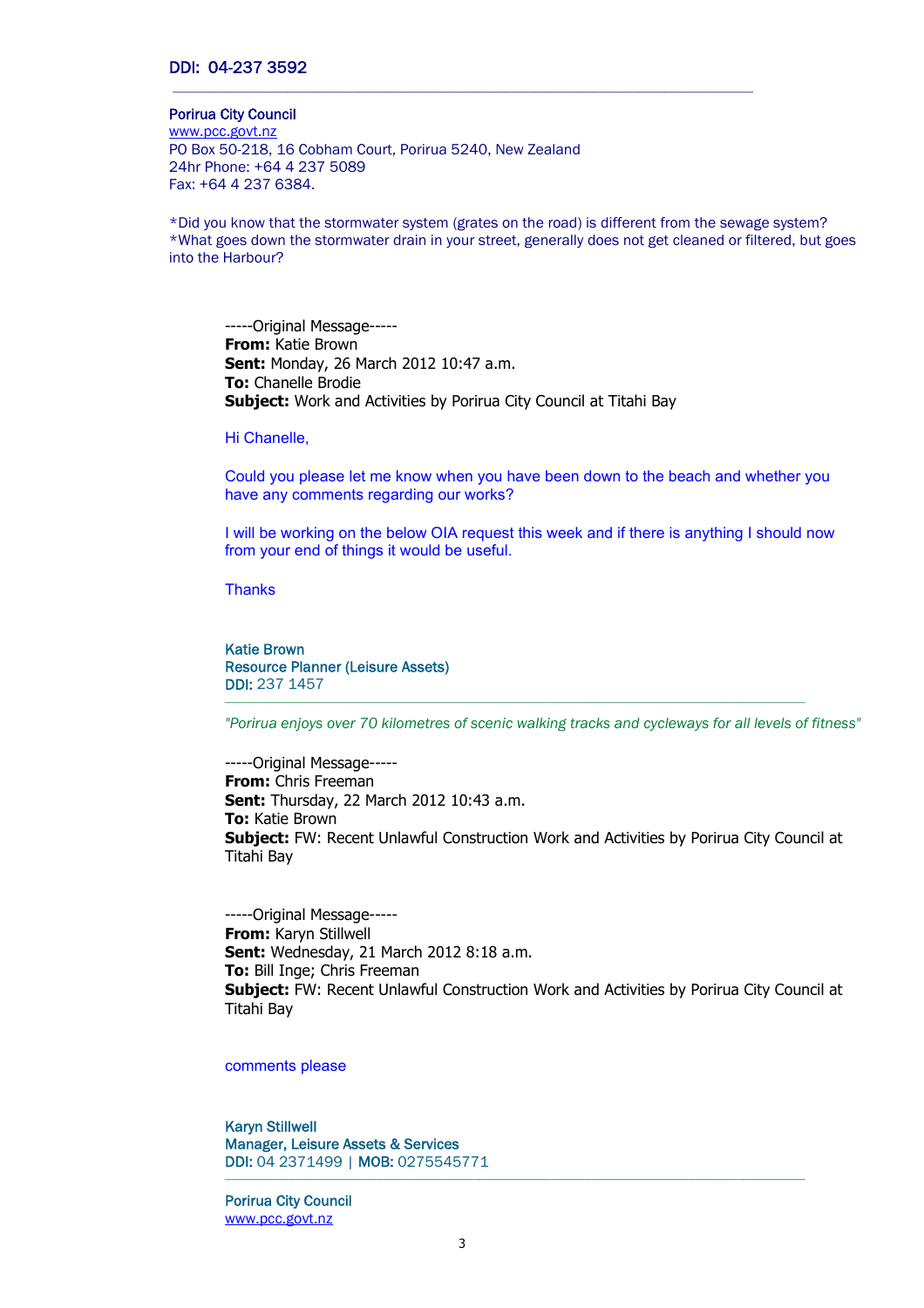DDI: 04-237 3592

---

**Porirua City Council**
www.pcc.govt.nz
PO Box 50-218, 16 Cobham Court, Porirua 5240, New Zealand
24hr Phone: +64 4 237 5089
Fax: +64 4 237 6384.

*Did you know that the stormwater system (grates on the road) is different from the sewage system?
*What goes down the stormwater drain in your street, generally does not get cleaned or filtered, but goes into the Harbour?

-----Original Message-----
**From:** Katie Brown
**Sent:** Monday, 26 March 2012 10:47 a.m.
**To:** Chanelle Brodie
**Subject:** Work and Activities by Porirua City Council at Titahi Bay

Hi Chanelle,

Could you please let me know when you have been down to the beach and whether you have any comments regarding our works?

I will be working on the below OIA request this week and if there is anything I should now from your end of things it would be useful.

Thanks

**Katie Brown**
**Resource Planner (Leisure Assets)**
**DDI:** 237 1457

---

*"Porirua enjoys over 70 kilometres of scenic walking tracks and cycleways for all levels of fitness"*

-----Original Message-----
**From:** Chris Freeman
**Sent:** Thursday, 22 March 2012 10:43 a.m.
**To:** Katie Brown
**Subject:** FW: Recent Unlawful Construction Work and Activities by Porirua City Council at Titahi Bay

-----Original Message-----
**From:** Karyn Stillwell
**Sent:** Wednesday, 21 March 2012 8:18 a.m.
**To:** Bill Inge; Chris Freeman
**Subject:** FW: Recent Unlawful Construction Work and Activities by Porirua City Council at Titahi Bay

comments please

**Karyn Stillwell**
**Manager, Leisure Assets & Services**
**DDI:** 04 2371499 | **MOB:** 0275545771

---

**Porirua City Council**
www.pcc.govt.nz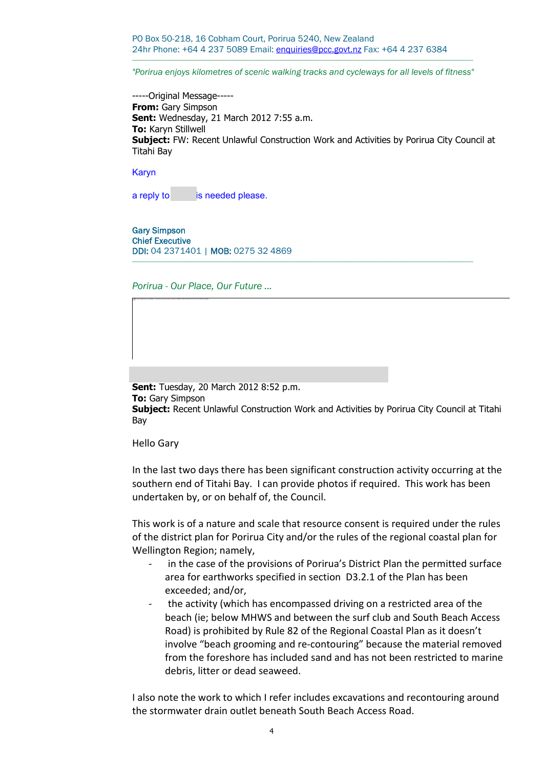PO Box 50-218, 16 Cobham Court, Porirua 5240, New Zealand
24hr Phone: +64 4 237 5089 Email: enquiries@pcc.govt.nz Fax: +64 4 237 6384

*"Porirua enjoys kilometres of scenic walking tracks and cycleways for all levels of fitness"*

-----Original Message-----
**From:** Gary Simpson
**Sent:** Wednesday, 21 March 2012 7:55 a.m.
**To:** Karyn Stillwell
**Subject:** FW: Recent Unlawful Construction Work and Activities by Porirua City Council at Titahi Bay

Karyn

a reply to  is needed please.

Gary Simpson
Chief Executive
DDI: 04 2371401 | MOB: 0275 32 4869

*Porirua - Our Place, Our Future ...*

**Sent:** Tuesday, 20 March 2012 8:52 p.m.
**To:** Gary Simpson
**Subject:** Recent Unlawful Construction Work and Activities by Porirua City Council at Titahi Bay

Hello Gary

In the last two days there has been significant construction activity occurring at the southern end of Titahi Bay. I can provide photos if required. This work has been undertaken by, or on behalf of, the Council.

This work is of a nature and scale that resource consent is required under the rules of the district plan for Porirua City and/or the rules of the regional coastal plan for Wellington Region; namely,

- in the case of the provisions of Porirua's District Plan the permitted surface area for earthworks specified in section D3.2.1 of the Plan has been exceeded; and/or,
- the activity (which has encompassed driving on a restricted area of the beach (ie; below MHWS and between the surf club and South Beach Access Road) is prohibited by Rule 82 of the Regional Coastal Plan as it doesn't involve "beach grooming and re-contouring" because the material removed from the foreshore has included sand and has not been restricted to marine debris, litter or dead seaweed.

I also note the work to which I refer includes excavations and recontouring around the stormwater drain outlet beneath South Beach Access Road.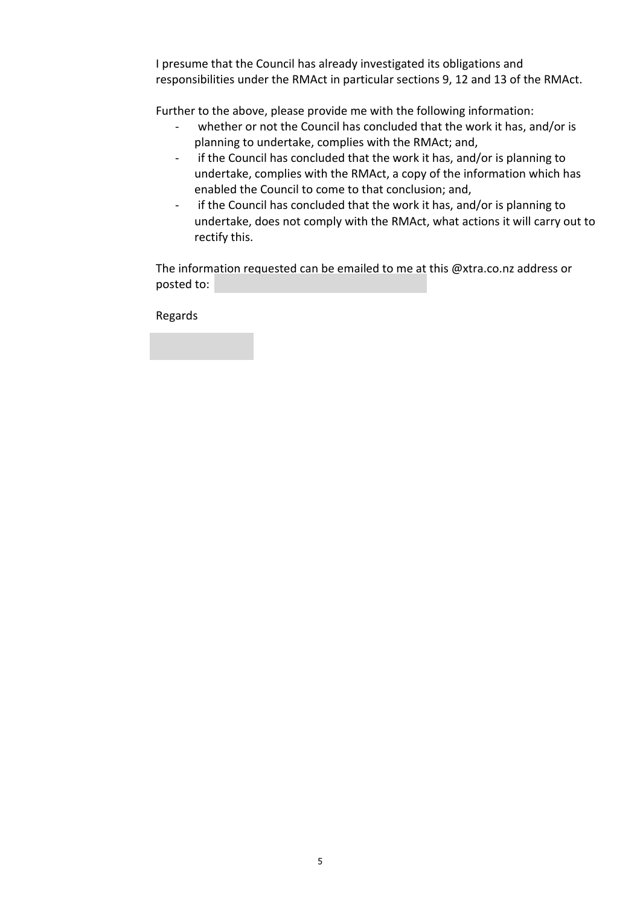I presume that the Council has already investigated its obligations and responsibilities under the RMAct in particular sections 9, 12 and 13 of the RMAct.

Further to the above, please provide me with the following information:

- whether or not the Council has concluded that the work it has, and/or is planning to undertake, complies with the RMAct; and,
- if the Council has concluded that the work it has, and/or is planning to undertake, complies with the RMAct, a copy of the information which has enabled the Council to come to that conclusion; and,
- if the Council has concluded that the work it has, and/or is planning to undertake, does not comply with the RMAct, what actions it will carry out to rectify this.

The information requested can be emailed to me at this @xtra.co.nz address or posted to:

Regards